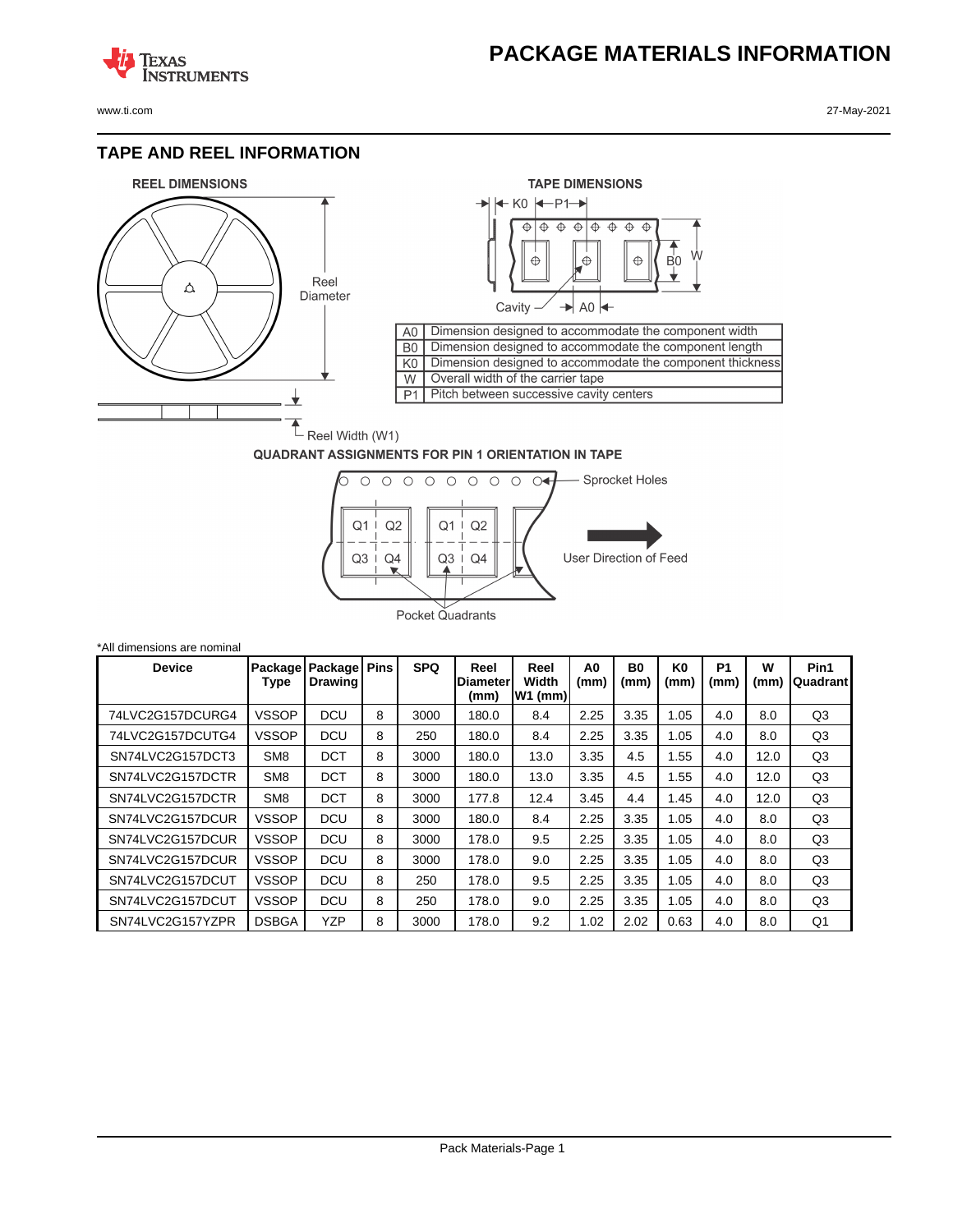# PACKAGE MATERIALS INFORMATION

## TAPE AND REEL INFORMATION

**REEL DIMENSIONS**

Reel Diameter

Reel Width (W1)

**TAPE DIMENSIONS**

| | |
|---|---|
| A0 | Dimension designed to accommodate the component width |
| B0 | Dimension designed to accommodate the component length |
| K0 | Dimension designed to accommodate the component thickness |
| W | Overall width of the carrier tape |
| P1 | Pitch between successive cavity centers |

**QUADRANT ASSIGNMENTS FOR PIN 1 ORIENTATION IN TAPE**

Sprocket Holes

User Direction of Feed

Pocket Quadrants

*All dimensions are nominal

| Device | Package Type | Package Drawing | Pins | SPQ | Reel Diameter (mm) | Reel Width W1 (mm) | A0 (mm) | B0 (mm) | K0 (mm) | P1 (mm) | W (mm) | Pin1 Quadrant |
|---|---|---|---|---|---|---|---|---|---|---|---|---|
| 74LVC2G157DCURG4 | VSSOP | DCU | 8 | 3000 | 180.0 | 8.4 | 2.25 | 3.35 | 1.05 | 4.0 | 8.0 | Q3 |
| 74LVC2G157DCUTG4 | VSSOP | DCU | 8 | 250 | 180.0 | 8.4 | 2.25 | 3.35 | 1.05 | 4.0 | 8.0 | Q3 |
| SN74LVC2G157DCT3 | SM8 | DCT | 8 | 3000 | 180.0 | 13.0 | 3.35 | 4.5 | 1.55 | 4.0 | 12.0 | Q3 |
| SN74LVC2G157DCTR | SM8 | DCT | 8 | 3000 | 180.0 | 13.0 | 3.35 | 4.5 | 1.55 | 4.0 | 12.0 | Q3 |
| SN74LVC2G157DCTR | SM8 | DCT | 8 | 3000 | 177.8 | 12.4 | 3.45 | 4.4 | 1.45 | 4.0 | 12.0 | Q3 |
| SN74LVC2G157DCUR | VSSOP | DCU | 8 | 3000 | 180.0 | 8.4 | 2.25 | 3.35 | 1.05 | 4.0 | 8.0 | Q3 |
| SN74LVC2G157DCUR | VSSOP | DCU | 8 | 3000 | 178.0 | 9.5 | 2.25 | 3.35 | 1.05 | 4.0 | 8.0 | Q3 |
| SN74LVC2G157DCUR | VSSOP | DCU | 8 | 3000 | 178.0 | 9.0 | 2.25 | 3.35 | 1.05 | 4.0 | 8.0 | Q3 |
| SN74LVC2G157DCUT | VSSOP | DCU | 8 | 250 | 178.0 | 9.5 | 2.25 | 3.35 | 1.05 | 4.0 | 8.0 | Q3 |
| SN74LVC2G157DCUT | VSSOP | DCU | 8 | 250 | 178.0 | 9.0 | 2.25 | 3.35 | 1.05 | 4.0 | 8.0 | Q3 |
| SN74LVC2G157YZPR | DSBGA | YZP | 8 | 3000 | 178.0 | 9.2 | 1.02 | 2.02 | 0.63 | 4.0 | 8.0 | Q1 |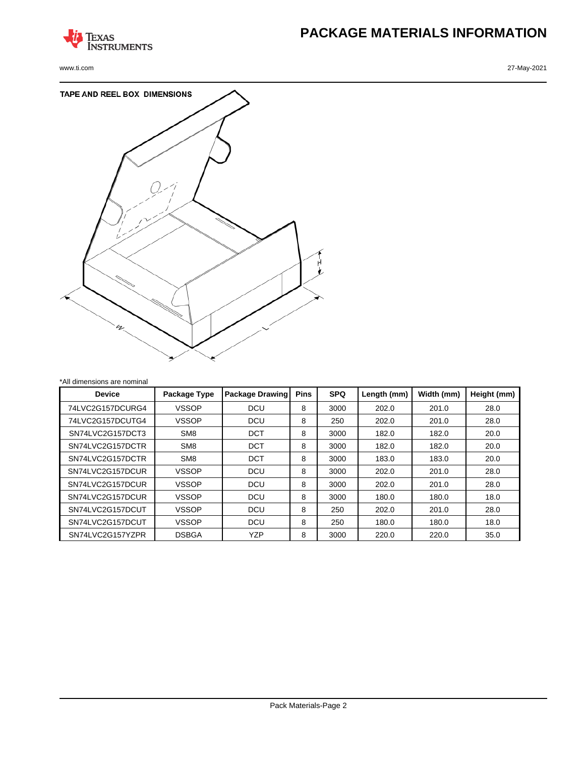# PACKAGE MATERIALS INFORMATION

www.ti.com

27-May-2021

TAPE AND REEL BOX DIMENSIONS

W

L

H

*All dimensions are nominal

| Device | Package Type | Package Drawing | Pins | SPQ | Length (mm) | Width (mm) | Height (mm) |
|---|---|---|---|---|---|---|---|
| 74LVC2G157DCURG4 | VSSOP | DCU | 8 | 3000 | 202.0 | 201.0 | 28.0 |
| 74LVC2G157DCUTG4 | VSSOP | DCU | 8 | 250 | 202.0 | 201.0 | 28.0 |
| SN74LVC2G157DCT3 | SM8 | DCT | 8 | 3000 | 182.0 | 182.0 | 20.0 |
| SN74LVC2G157DCTR | SM8 | DCT | 8 | 3000 | 182.0 | 182.0 | 20.0 |
| SN74LVC2G157DCTR | SM8 | DCT | 8 | 3000 | 183.0 | 183.0 | 20.0 |
| SN74LVC2G157DCUR | VSSOP | DCU | 8 | 3000 | 202.0 | 201.0 | 28.0 |
| SN74LVC2G157DCUR | VSSOP | DCU | 8 | 3000 | 202.0 | 201.0 | 28.0 |
| SN74LVC2G157DCUR | VSSOP | DCU | 8 | 3000 | 180.0 | 180.0 | 18.0 |
| SN74LVC2G157DCUT | VSSOP | DCU | 8 | 250 | 202.0 | 201.0 | 28.0 |
| SN74LVC2G157DCUT | VSSOP | DCU | 8 | 250 | 180.0 | 180.0 | 18.0 |
| SN74LVC2G157YZPR | DSBGA | YZP | 8 | 3000 | 220.0 | 220.0 | 35.0 |